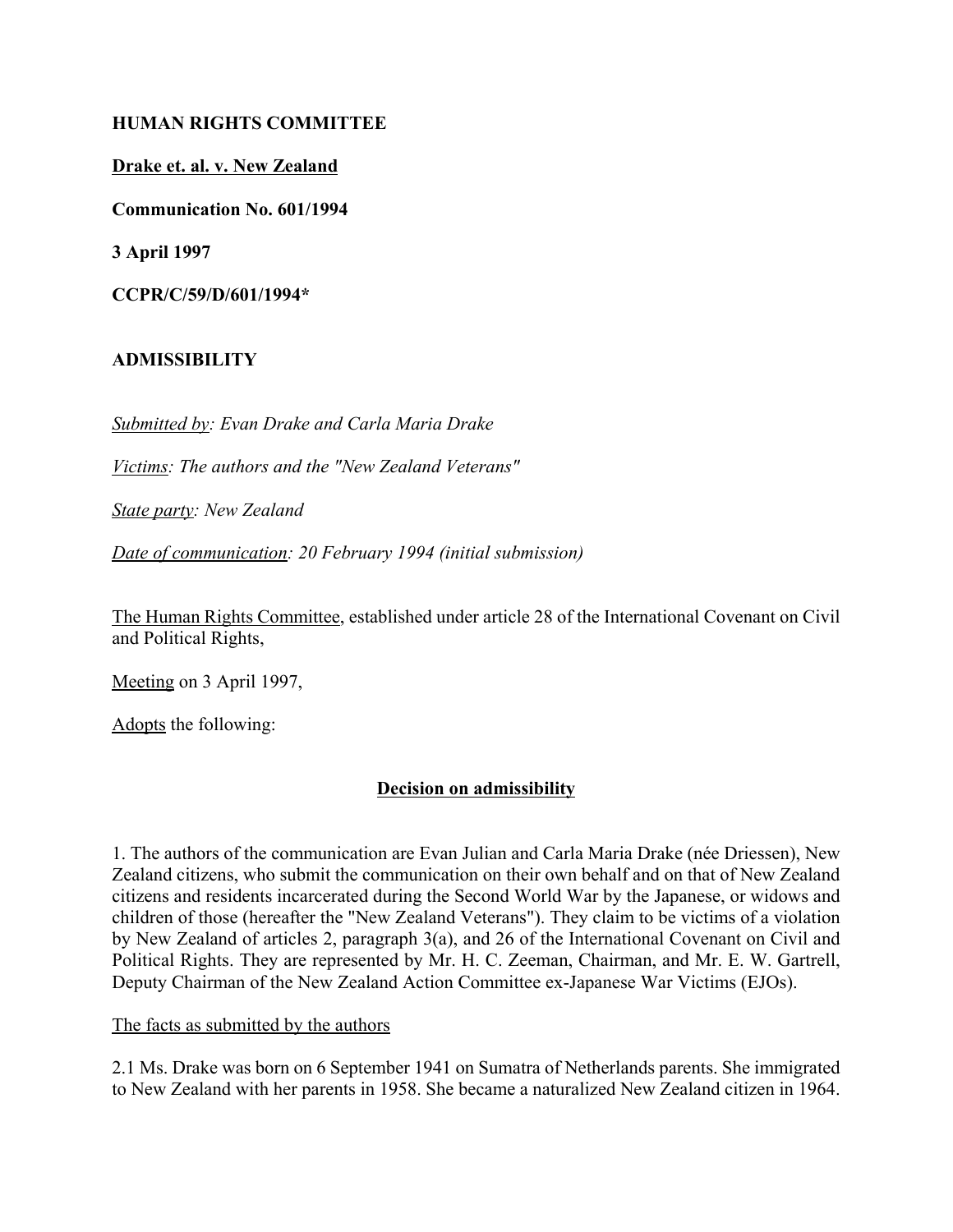**HUMAN RIGHTS COMMITTEE**

**Drake et. al. v. New Zealand**

**Communication No. 601/1994**

**3 April 1997**

**CCPR/C/59/D/601/1994***

**ADMISSIBILITY**

*Submitted by: Evan Drake and Carla Maria Drake*

*Victims: The authors and the "New Zealand Veterans"*

*State party: New Zealand*

*Date of communication: 20 February 1994 (initial submission)*

The Human Rights Committee, established under article 28 of the International Covenant on Civil and Political Rights,

Meeting on 3 April 1997,

Adopts the following:

**Decision on admissibility**

1. The authors of the communication are Evan Julian and Carla Maria Drake (née Driessen), New Zealand citizens, who submit the communication on their own behalf and on that of New Zealand citizens and residents incarcerated during the Second World War by the Japanese, or widows and children of those (hereafter the "New Zealand Veterans"). They claim to be victims of a violation by New Zealand of articles 2, paragraph 3(a), and 26 of the International Covenant on Civil and Political Rights. They are represented by Mr. H. C. Zeeman, Chairman, and Mr. E. W. Gartrell, Deputy Chairman of the New Zealand Action Committee ex-Japanese War Victims (EJOs).

The facts as submitted by the authors

2.1 Ms. Drake was born on 6 September 1941 on Sumatra of Netherlands parents. She immigrated to New Zealand with her parents in 1958. She became a naturalized New Zealand citizen in 1964.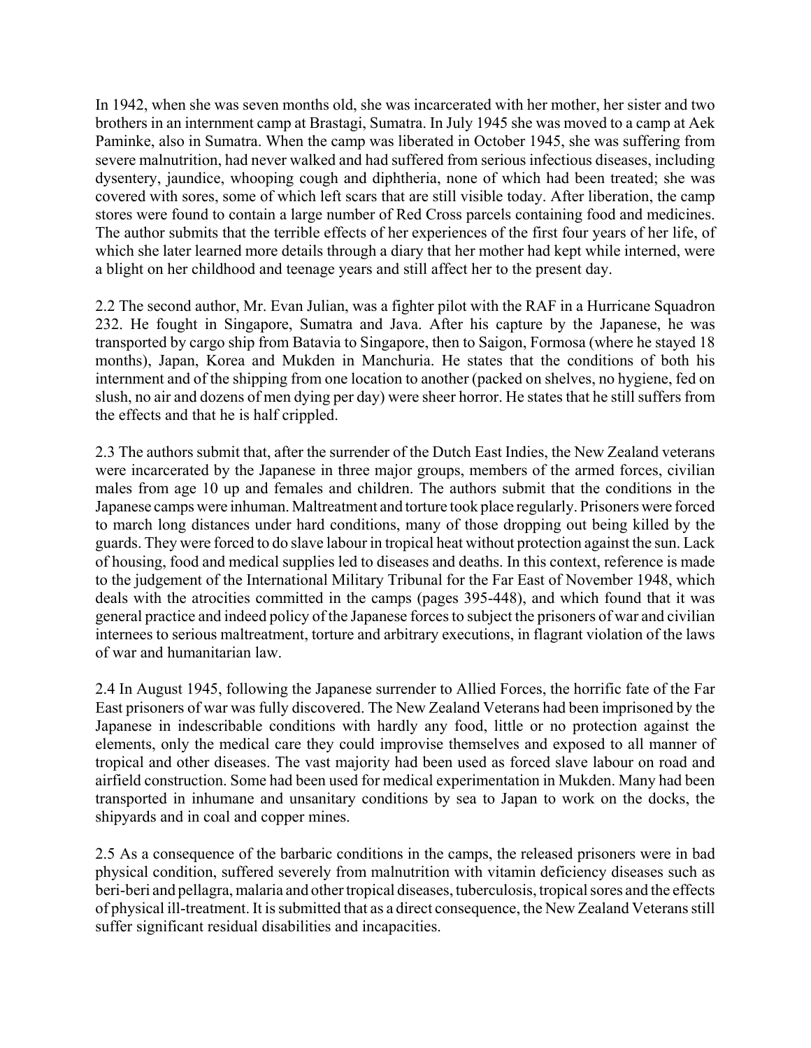In 1942, when she was seven months old, she was incarcerated with her mother, her sister and two brothers in an internment camp at Brastagi, Sumatra. In July 1945 she was moved to a camp at Aek Paminke, also in Sumatra. When the camp was liberated in October 1945, she was suffering from severe malnutrition, had never walked and had suffered from serious infectious diseases, including dysentery, jaundice, whooping cough and diphtheria, none of which had been treated; she was covered with sores, some of which left scars that are still visible today. After liberation, the camp stores were found to contain a large number of Red Cross parcels containing food and medicines. The author submits that the terrible effects of her experiences of the first four years of her life, of which she later learned more details through a diary that her mother had kept while interned, were a blight on her childhood and teenage years and still affect her to the present day.

2.2 The second author, Mr. Evan Julian, was a fighter pilot with the RAF in a Hurricane Squadron 232. He fought in Singapore, Sumatra and Java. After his capture by the Japanese, he was transported by cargo ship from Batavia to Singapore, then to Saigon, Formosa (where he stayed 18 months), Japan, Korea and Mukden in Manchuria. He states that the conditions of both his internment and of the shipping from one location to another (packed on shelves, no hygiene, fed on slush, no air and dozens of men dying per day) were sheer horror. He states that he still suffers from the effects and that he is half crippled.

2.3 The authors submit that, after the surrender of the Dutch East Indies, the New Zealand veterans were incarcerated by the Japanese in three major groups, members of the armed forces, civilian males from age 10 up and females and children. The authors submit that the conditions in the Japanese camps were inhuman. Maltreatment and torture took place regularly. Prisoners were forced to march long distances under hard conditions, many of those dropping out being killed by the guards. They were forced to do slave labour in tropical heat without protection against the sun. Lack of housing, food and medical supplies led to diseases and deaths. In this context, reference is made to the judgement of the International Military Tribunal for the Far East of November 1948, which deals with the atrocities committed in the camps (pages 395-448), and which found that it was general practice and indeed policy of the Japanese forces to subject the prisoners of war and civilian internees to serious maltreatment, torture and arbitrary executions, in flagrant violation of the laws of war and humanitarian law.

2.4 In August 1945, following the Japanese surrender to Allied Forces, the horrific fate of the Far East prisoners of war was fully discovered. The New Zealand Veterans had been imprisoned by the Japanese in indescribable conditions with hardly any food, little or no protection against the elements, only the medical care they could improvise themselves and exposed to all manner of tropical and other diseases. The vast majority had been used as forced slave labour on road and airfield construction. Some had been used for medical experimentation in Mukden. Many had been transported in inhumane and unsanitary conditions by sea to Japan to work on the docks, the shipyards and in coal and copper mines.

2.5 As a consequence of the barbaric conditions in the camps, the released prisoners were in bad physical condition, suffered severely from malnutrition with vitamin deficiency diseases such as beri-beri and pellagra, malaria and other tropical diseases, tuberculosis, tropical sores and the effects of physical ill-treatment. It is submitted that as a direct consequence, the New Zealand Veterans still suffer significant residual disabilities and incapacities.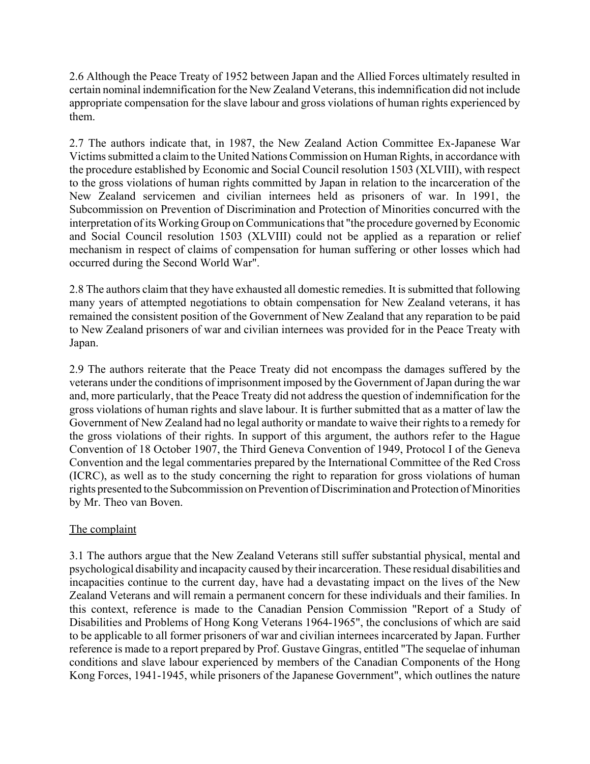2.6 Although the Peace Treaty of 1952 between Japan and the Allied Forces ultimately resulted in certain nominal indemnification for the New Zealand Veterans, this indemnification did not include appropriate compensation for the slave labour and gross violations of human rights experienced by them.

2.7 The authors indicate that, in 1987, the New Zealand Action Committee Ex-Japanese War Victims submitted a claim to the United Nations Commission on Human Rights, in accordance with the procedure established by Economic and Social Council resolution 1503 (XLVIII), with respect to the gross violations of human rights committed by Japan in relation to the incarceration of the New Zealand servicemen and civilian internees held as prisoners of war. In 1991, the Subcommission on Prevention of Discrimination and Protection of Minorities concurred with the interpretation of its Working Group on Communications that "the procedure governed by Economic and Social Council resolution 1503 (XLVIII) could not be applied as a reparation or relief mechanism in respect of claims of compensation for human suffering or other losses which had occurred during the Second World War".

2.8 The authors claim that they have exhausted all domestic remedies. It is submitted that following many years of attempted negotiations to obtain compensation for New Zealand veterans, it has remained the consistent position of the Government of New Zealand that any reparation to be paid to New Zealand prisoners of war and civilian internees was provided for in the Peace Treaty with Japan.

2.9 The authors reiterate that the Peace Treaty did not encompass the damages suffered by the veterans under the conditions of imprisonment imposed by the Government of Japan during the war and, more particularly, that the Peace Treaty did not address the question of indemnification for the gross violations of human rights and slave labour. It is further submitted that as a matter of law the Government of New Zealand had no legal authority or mandate to waive their rights to a remedy for the gross violations of their rights. In support of this argument, the authors refer to the Hague Convention of 18 October 1907, the Third Geneva Convention of 1949, Protocol I of the Geneva Convention and the legal commentaries prepared by the International Committee of the Red Cross (ICRC), as well as to the study concerning the right to reparation for gross violations of human rights presented to the Subcommission on Prevention of Discrimination and Protection of Minorities by Mr. Theo van Boven.

The complaint

3.1 The authors argue that the New Zealand Veterans still suffer substantial physical, mental and psychological disability and incapacity caused by their incarceration. These residual disabilities and incapacities continue to the current day, have had a devastating impact on the lives of the New Zealand Veterans and will remain a permanent concern for these individuals and their families. In this context, reference is made to the Canadian Pension Commission "Report of a Study of Disabilities and Problems of Hong Kong Veterans 1964-1965", the conclusions of which are said to be applicable to all former prisoners of war and civilian internees incarcerated by Japan. Further reference is made to a report prepared by Prof. Gustave Gingras, entitled "The sequelae of inhuman conditions and slave labour experienced by members of the Canadian Components of the Hong Kong Forces, 1941-1945, while prisoners of the Japanese Government", which outlines the nature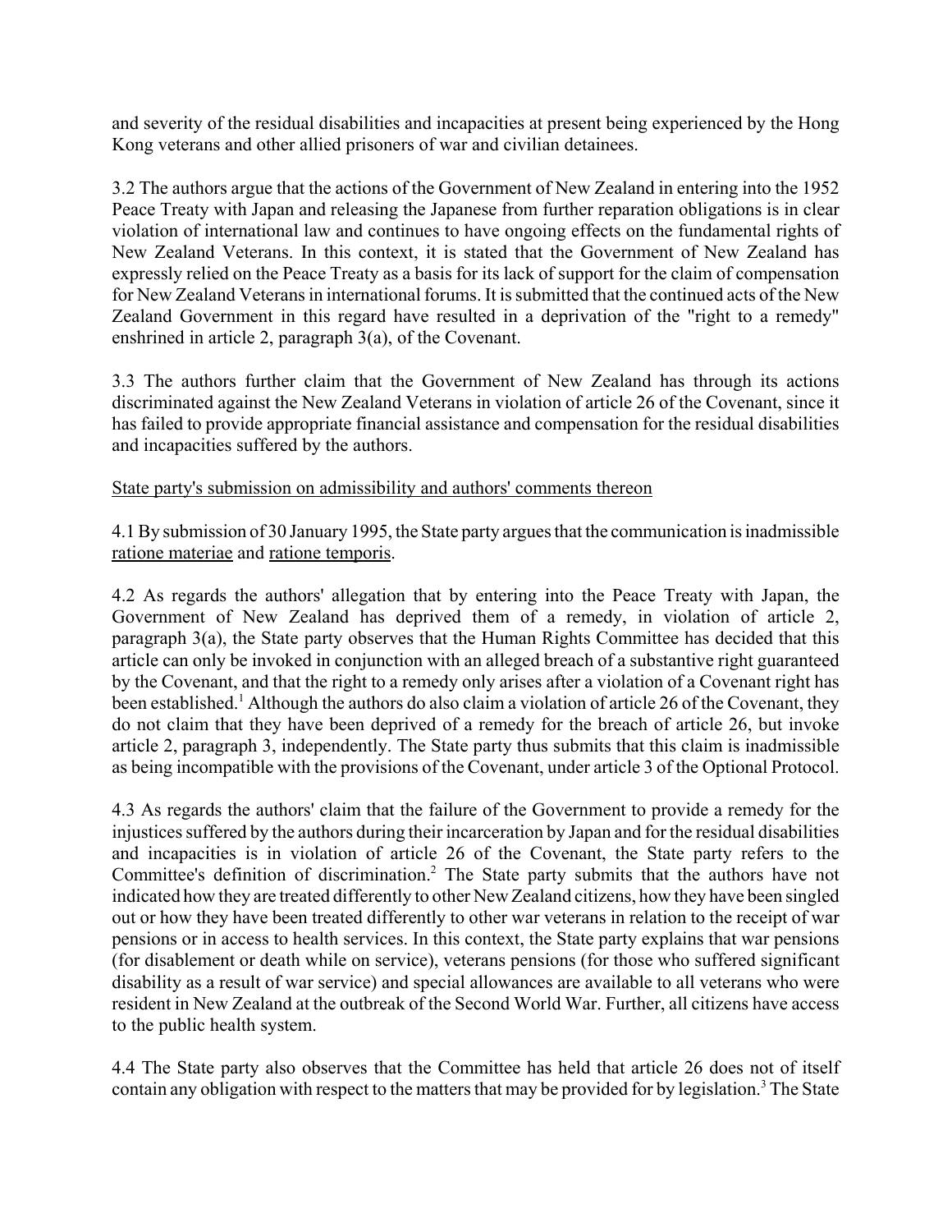and severity of the residual disabilities and incapacities at present being experienced by the Hong Kong veterans and other allied prisoners of war and civilian detainees.

3.2 The authors argue that the actions of the Government of New Zealand in entering into the 1952 Peace Treaty with Japan and releasing the Japanese from further reparation obligations is in clear violation of international law and continues to have ongoing effects on the fundamental rights of New Zealand Veterans. In this context, it is stated that the Government of New Zealand has expressly relied on the Peace Treaty as a basis for its lack of support for the claim of compensation for New Zealand Veterans in international forums. It is submitted that the continued acts of the New Zealand Government in this regard have resulted in a deprivation of the "right to a remedy" enshrined in article 2, paragraph 3(a), of the Covenant.

3.3 The authors further claim that the Government of New Zealand has through its actions discriminated against the New Zealand Veterans in violation of article 26 of the Covenant, since it has failed to provide appropriate financial assistance and compensation for the residual disabilities and incapacities suffered by the authors.

State party's submission on admissibility and authors' comments thereon

4.1 By submission of 30 January 1995, the State party argues that the communication is inadmissible ratione materiae and ratione temporis.

4.2 As regards the authors' allegation that by entering into the Peace Treaty with Japan, the Government of New Zealand has deprived them of a remedy, in violation of article 2, paragraph 3(a), the State party observes that the Human Rights Committee has decided that this article can only be invoked in conjunction with an alleged breach of a substantive right guaranteed by the Covenant, and that the right to a remedy only arises after a violation of a Covenant right has been established.[1] Although the authors do also claim a violation of article 26 of the Covenant, they do not claim that they have been deprived of a remedy for the breach of article 26, but invoke article 2, paragraph 3, independently. The State party thus submits that this claim is inadmissible as being incompatible with the provisions of the Covenant, under article 3 of the Optional Protocol.

4.3 As regards the authors' claim that the failure of the Government to provide a remedy for the injustices suffered by the authors during their incarceration by Japan and for the residual disabilities and incapacities is in violation of article 26 of the Covenant, the State party refers to the Committee's definition of discrimination.[2] The State party submits that the authors have not indicated how they are treated differently to other New Zealand citizens, how they have been singled out or how they have been treated differently to other war veterans in relation to the receipt of war pensions or in access to health services. In this context, the State party explains that war pensions (for disablement or death while on service), veterans pensions (for those who suffered significant disability as a result of war service) and special allowances are available to all veterans who were resident in New Zealand at the outbreak of the Second World War. Further, all citizens have access to the public health system.

4.4 The State party also observes that the Committee has held that article 26 does not of itself contain any obligation with respect to the matters that may be provided for by legislation.[3] The State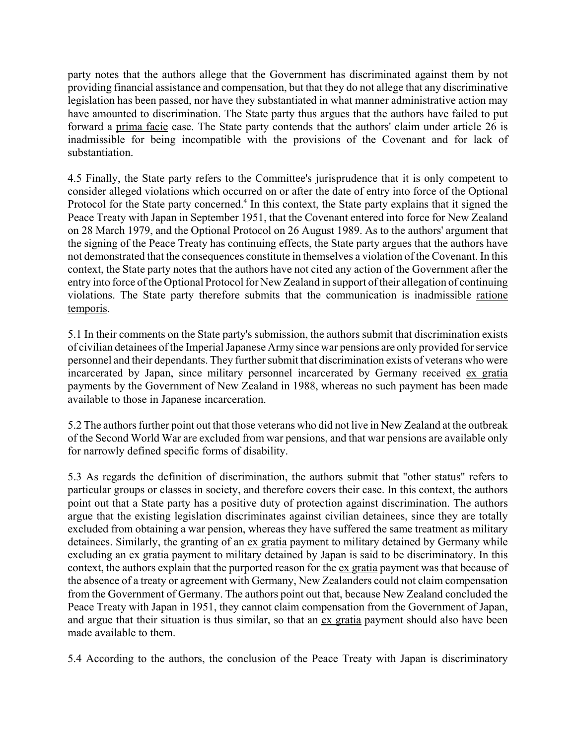party notes that the authors allege that the Government has discriminated against them by not providing financial assistance and compensation, but that they do not allege that any discriminative legislation has been passed, nor have they substantiated in what manner administrative action may have amounted to discrimination. The State party thus argues that the authors have failed to put forward a prima facie case. The State party contends that the authors' claim under article 26 is inadmissible for being incompatible with the provisions of the Covenant and for lack of substantiation.

4.5 Finally, the State party refers to the Committee's jurisprudence that it is only competent to consider alleged violations which occurred on or after the date of entry into force of the Optional Protocol for the State party concerned.[4] In this context, the State party explains that it signed the Peace Treaty with Japan in September 1951, that the Covenant entered into force for New Zealand on 28 March 1979, and the Optional Protocol on 26 August 1989. As to the authors' argument that the signing of the Peace Treaty has continuing effects, the State party argues that the authors have not demonstrated that the consequences constitute in themselves a violation of the Covenant. In this context, the State party notes that the authors have not cited any action of the Government after the entry into force of the Optional Protocol for New Zealand in support of their allegation of continuing violations. The State party therefore submits that the communication is inadmissible ratione temporis.

5.1 In their comments on the State party's submission, the authors submit that discrimination exists of civilian detainees of the Imperial Japanese Army since war pensions are only provided for service personnel and their dependants. They further submit that discrimination exists of veterans who were incarcerated by Japan, since military personnel incarcerated by Germany received ex gratia payments by the Government of New Zealand in 1988, whereas no such payment has been made available to those in Japanese incarceration.

5.2 The authors further point out that those veterans who did not live in New Zealand at the outbreak of the Second World War are excluded from war pensions, and that war pensions are available only for narrowly defined specific forms of disability.

5.3 As regards the definition of discrimination, the authors submit that "other status" refers to particular groups or classes in society, and therefore covers their case. In this context, the authors point out that a State party has a positive duty of protection against discrimination. The authors argue that the existing legislation discriminates against civilian detainees, since they are totally excluded from obtaining a war pension, whereas they have suffered the same treatment as military detainees. Similarly, the granting of an ex gratia payment to military detained by Germany while excluding an ex gratia payment to military detained by Japan is said to be discriminatory. In this context, the authors explain that the purported reason for the ex gratia payment was that because of the absence of a treaty or agreement with Germany, New Zealanders could not claim compensation from the Government of Germany. The authors point out that, because New Zealand concluded the Peace Treaty with Japan in 1951, they cannot claim compensation from the Government of Japan, and argue that their situation is thus similar, so that an ex gratia payment should also have been made available to them.

5.4 According to the authors, the conclusion of the Peace Treaty with Japan is discriminatory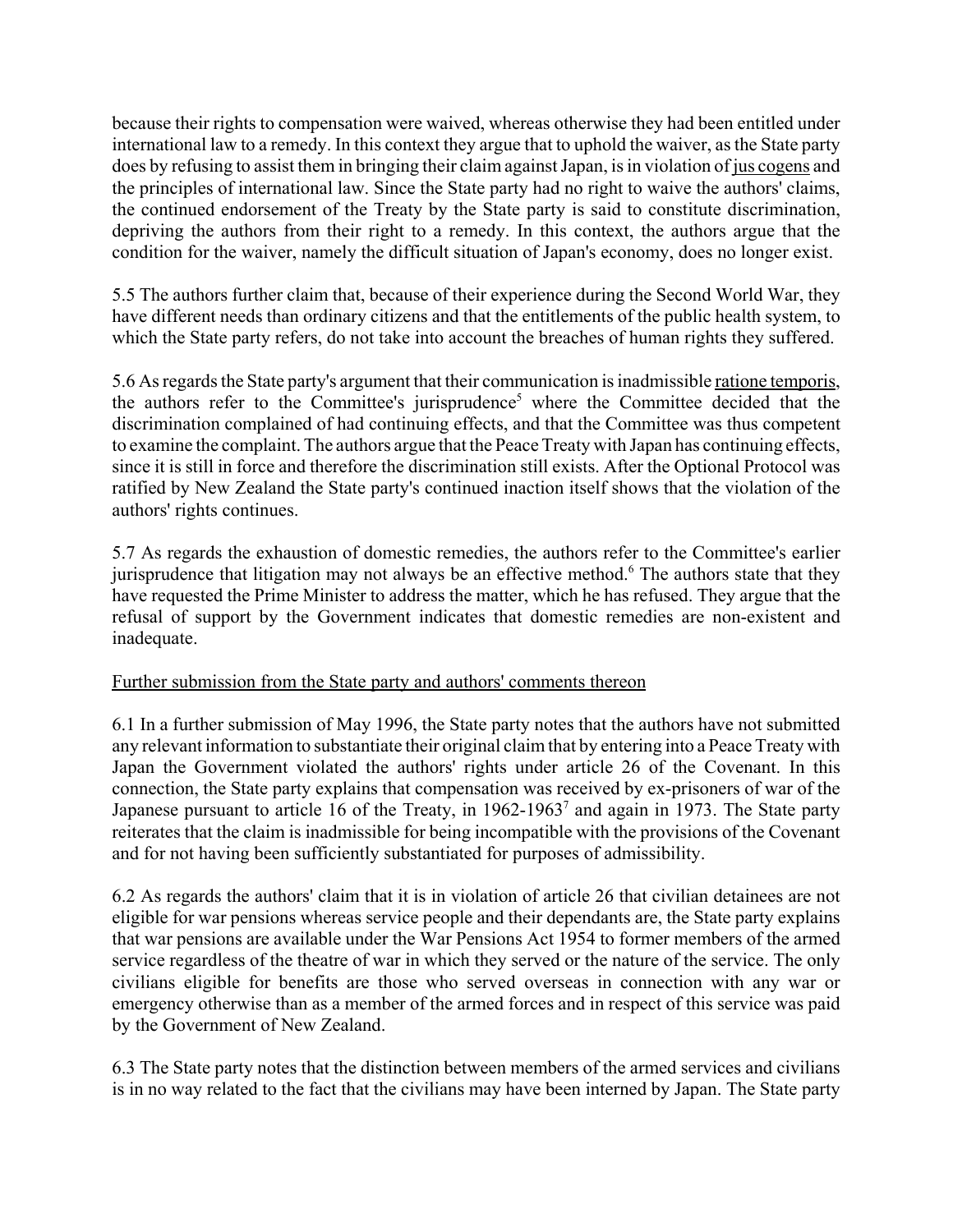because their rights to compensation were waived, whereas otherwise they had been entitled under international law to a remedy. In this context they argue that to uphold the waiver, as the State party does by refusing to assist them in bringing their claim against Japan, is in violation of jus cogens and the principles of international law. Since the State party had no right to waive the authors' claims, the continued endorsement of the Treaty by the State party is said to constitute discrimination, depriving the authors from their right to a remedy. In this context, the authors argue that the condition for the waiver, namely the difficult situation of Japan's economy, does no longer exist.

5.5 The authors further claim that, because of their experience during the Second World War, they have different needs than ordinary citizens and that the entitlements of the public health system, to which the State party refers, do not take into account the breaches of human rights they suffered.

5.6 As regards the State party's argument that their communication is inadmissible ratione temporis, the authors refer to the Committee's jurisprudence[5] where the Committee decided that the discrimination complained of had continuing effects, and that the Committee was thus competent to examine the complaint. The authors argue that the Peace Treaty with Japan has continuing effects, since it is still in force and therefore the discrimination still exists. After the Optional Protocol was ratified by New Zealand the State party's continued inaction itself shows that the violation of the authors' rights continues.

5.7 As regards the exhaustion of domestic remedies, the authors refer to the Committee's earlier jurisprudence that litigation may not always be an effective method.[6] The authors state that they have requested the Prime Minister to address the matter, which he has refused. They argue that the refusal of support by the Government indicates that domestic remedies are non-existent and inadequate.

Further submission from the State party and authors' comments thereon

6.1 In a further submission of May 1996, the State party notes that the authors have not submitted any relevant information to substantiate their original claim that by entering into a Peace Treaty with Japan the Government violated the authors' rights under article 26 of the Covenant. In this connection, the State party explains that compensation was received by ex-prisoners of war of the Japanese pursuant to article 16 of the Treaty, in 1962-1963[7] and again in 1973. The State party reiterates that the claim is inadmissible for being incompatible with the provisions of the Covenant and for not having been sufficiently substantiated for purposes of admissibility.

6.2 As regards the authors' claim that it is in violation of article 26 that civilian detainees are not eligible for war pensions whereas service people and their dependants are, the State party explains that war pensions are available under the War Pensions Act 1954 to former members of the armed service regardless of the theatre of war in which they served or the nature of the service. The only civilians eligible for benefits are those who served overseas in connection with any war or emergency otherwise than as a member of the armed forces and in respect of this service was paid by the Government of New Zealand.

6.3 The State party notes that the distinction between members of the armed services and civilians is in no way related to the fact that the civilians may have been interned by Japan. The State party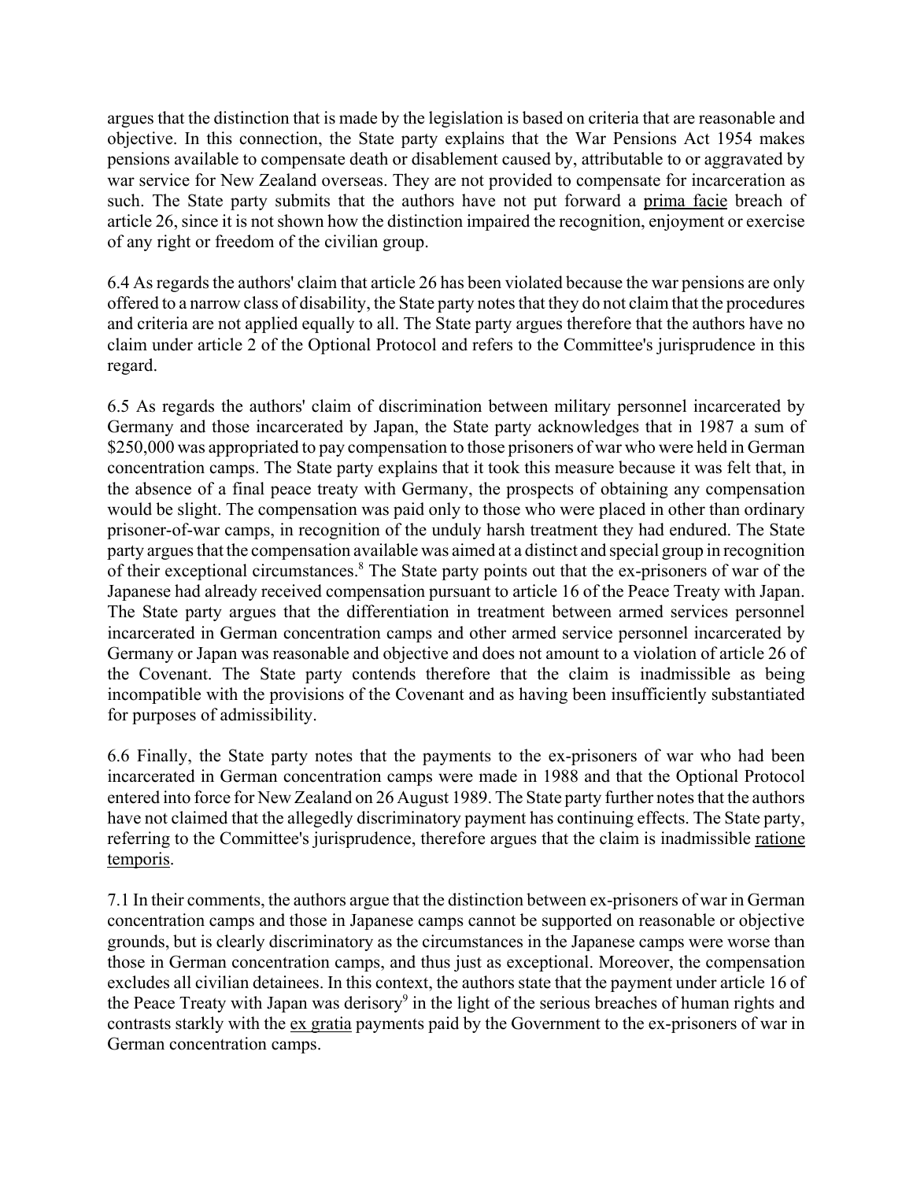argues that the distinction that is made by the legislation is based on criteria that are reasonable and objective. In this connection, the State party explains that the War Pensions Act 1954 makes pensions available to compensate death or disablement caused by, attributable to or aggravated by war service for New Zealand overseas. They are not provided to compensate for incarceration as such. The State party submits that the authors have not put forward a prima facie breach of article 26, since it is not shown how the distinction impaired the recognition, enjoyment or exercise of any right or freedom of the civilian group.

6.4 As regards the authors' claim that article 26 has been violated because the war pensions are only offered to a narrow class of disability, the State party notes that they do not claim that the procedures and criteria are not applied equally to all. The State party argues therefore that the authors have no claim under article 2 of the Optional Protocol and refers to the Committee's jurisprudence in this regard.

6.5 As regards the authors' claim of discrimination between military personnel incarcerated by Germany and those incarcerated by Japan, the State party acknowledges that in 1987 a sum of $250,000 was appropriated to pay compensation to those prisoners of war who were held in German concentration camps. The State party explains that it took this measure because it was felt that, in the absence of a final peace treaty with Germany, the prospects of obtaining any compensation would be slight. The compensation was paid only to those who were placed in other than ordinary prisoner-of-war camps, in recognition of the unduly harsh treatment they had endured. The State party argues that the compensation available was aimed at a distinct and special group in recognition of their exceptional circumstances.[8] The State party points out that the ex-prisoners of war of the Japanese had already received compensation pursuant to article 16 of the Peace Treaty with Japan. The State party argues that the differentiation in treatment between armed services personnel incarcerated in German concentration camps and other armed service personnel incarcerated by Germany or Japan was reasonable and objective and does not amount to a violation of article 26 of the Covenant. The State party contends therefore that the claim is inadmissible as being incompatible with the provisions of the Covenant and as having been insufficiently substantiated for purposes of admissibility.

6.6 Finally, the State party notes that the payments to the ex-prisoners of war who had been incarcerated in German concentration camps were made in 1988 and that the Optional Protocol entered into force for New Zealand on 26 August 1989. The State party further notes that the authors have not claimed that the allegedly discriminatory payment has continuing effects. The State party, referring to the Committee's jurisprudence, therefore argues that the claim is inadmissible ratione temporis.

7.1 In their comments, the authors argue that the distinction between ex-prisoners of war in German concentration camps and those in Japanese camps cannot be supported on reasonable or objective grounds, but is clearly discriminatory as the circumstances in the Japanese camps were worse than those in German concentration camps, and thus just as exceptional. Moreover, the compensation excludes all civilian detainees. In this context, the authors state that the payment under article 16 of the Peace Treaty with Japan was derisory[9] in the light of the serious breaches of human rights and contrasts starkly with the ex gratia payments paid by the Government to the ex-prisoners of war in German concentration camps.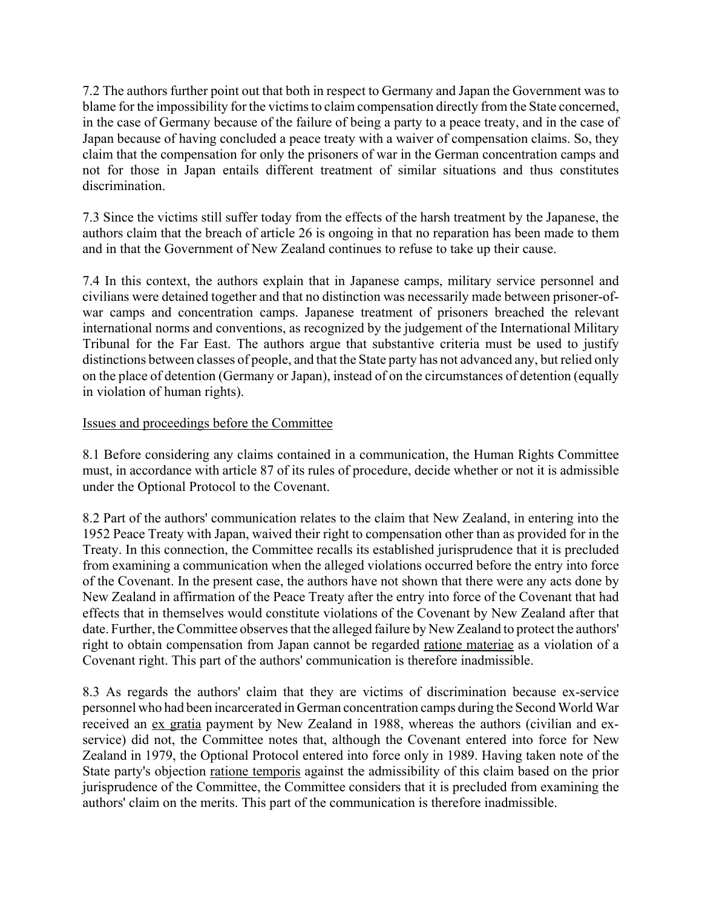7.2 The authors further point out that both in respect to Germany and Japan the Government was to blame for the impossibility for the victims to claim compensation directly from the State concerned, in the case of Germany because of the failure of being a party to a peace treaty, and in the case of Japan because of having concluded a peace treaty with a waiver of compensation claims. So, they claim that the compensation for only the prisoners of war in the German concentration camps and not for those in Japan entails different treatment of similar situations and thus constitutes discrimination.

7.3 Since the victims still suffer today from the effects of the harsh treatment by the Japanese, the authors claim that the breach of article 26 is ongoing in that no reparation has been made to them and in that the Government of New Zealand continues to refuse to take up their cause.

7.4 In this context, the authors explain that in Japanese camps, military service personnel and civilians were detained together and that no distinction was necessarily made between prisoner-of-war camps and concentration camps. Japanese treatment of prisoners breached the relevant international norms and conventions, as recognized by the judgement of the International Military Tribunal for the Far East. The authors argue that substantive criteria must be used to justify distinctions between classes of people, and that the State party has not advanced any, but relied only on the place of detention (Germany or Japan), instead of on the circumstances of detention (equally in violation of human rights).

Issues and proceedings before the Committee

8.1 Before considering any claims contained in a communication, the Human Rights Committee must, in accordance with article 87 of its rules of procedure, decide whether or not it is admissible under the Optional Protocol to the Covenant.

8.2 Part of the authors' communication relates to the claim that New Zealand, in entering into the 1952 Peace Treaty with Japan, waived their right to compensation other than as provided for in the Treaty. In this connection, the Committee recalls its established jurisprudence that it is precluded from examining a communication when the alleged violations occurred before the entry into force of the Covenant. In the present case, the authors have not shown that there were any acts done by New Zealand in affirmation of the Peace Treaty after the entry into force of the Covenant that had effects that in themselves would constitute violations of the Covenant by New Zealand after that date. Further, the Committee observes that the alleged failure by New Zealand to protect the authors' right to obtain compensation from Japan cannot be regarded ratione materiae as a violation of a Covenant right. This part of the authors' communication is therefore inadmissible.

8.3 As regards the authors' claim that they are victims of discrimination because ex-service personnel who had been incarcerated in German concentration camps during the Second World War received an ex gratia payment by New Zealand in 1988, whereas the authors (civilian and ex-service) did not, the Committee notes that, although the Covenant entered into force for New Zealand in 1979, the Optional Protocol entered into force only in 1989. Having taken note of the State party's objection ratione temporis against the admissibility of this claim based on the prior jurisprudence of the Committee, the Committee considers that it is precluded from examining the authors' claim on the merits. This part of the communication is therefore inadmissible.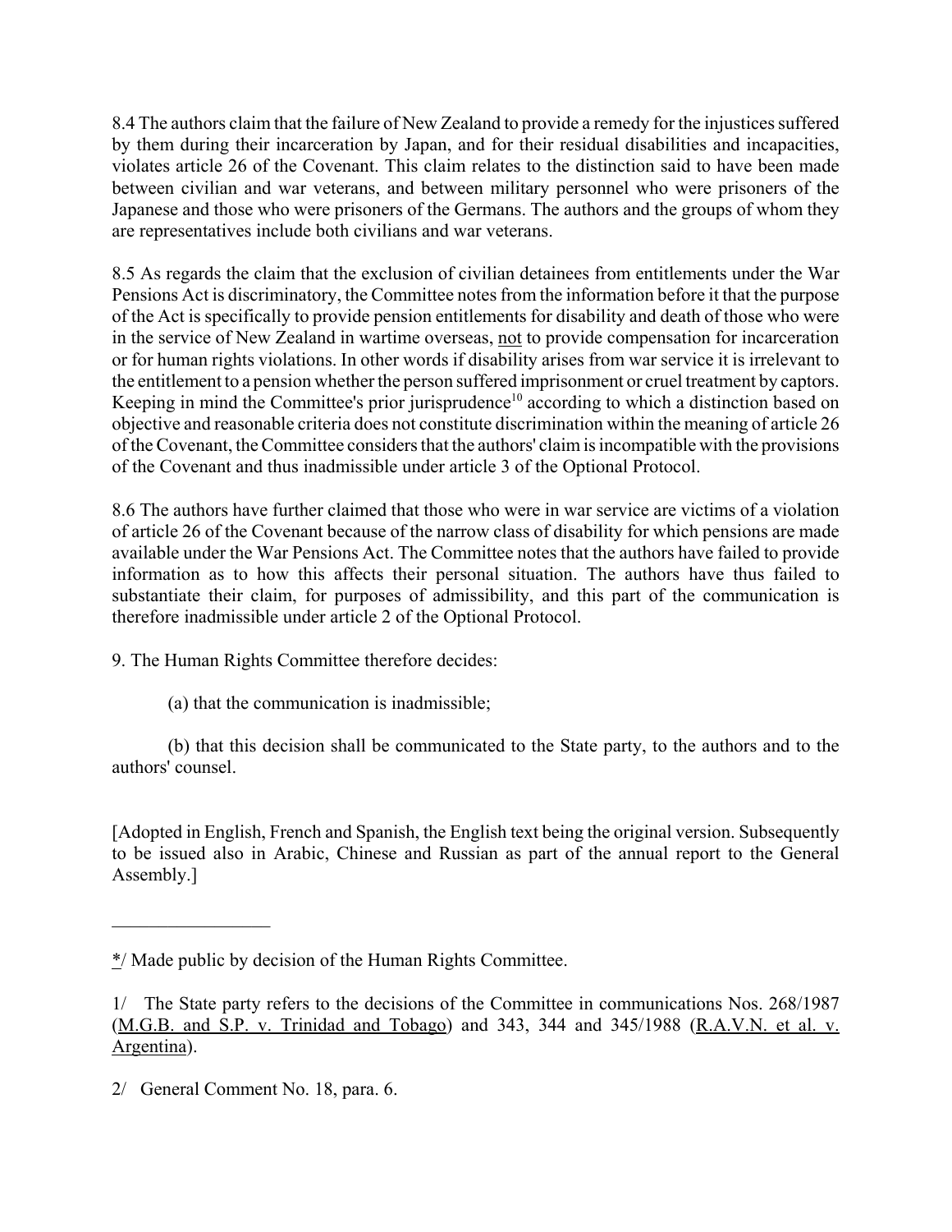8.4 The authors claim that the failure of New Zealand to provide a remedy for the injustices suffered by them during their incarceration by Japan, and for their residual disabilities and incapacities, violates article 26 of the Covenant. This claim relates to the distinction said to have been made between civilian and war veterans, and between military personnel who were prisoners of the Japanese and those who were prisoners of the Germans. The authors and the groups of whom they are representatives include both civilians and war veterans.

8.5 As regards the claim that the exclusion of civilian detainees from entitlements under the War Pensions Act is discriminatory, the Committee notes from the information before it that the purpose of the Act is specifically to provide pension entitlements for disability and death of those who were in the service of New Zealand in wartime overseas, not to provide compensation for incarceration or for human rights violations. In other words if disability arises from war service it is irrelevant to the entitlement to a pension whether the person suffered imprisonment or cruel treatment by captors. Keeping in mind the Committee's prior jurisprudence[10] according to which a distinction based on objective and reasonable criteria does not constitute discrimination within the meaning of article 26 of the Covenant, the Committee considers that the authors' claim is incompatible with the provisions of the Covenant and thus inadmissible under article 3 of the Optional Protocol.

8.6 The authors have further claimed that those who were in war service are victims of a violation of article 26 of the Covenant because of the narrow class of disability for which pensions are made available under the War Pensions Act. The Committee notes that the authors have failed to provide information as to how this affects their personal situation. The authors have thus failed to substantiate their claim, for purposes of admissibility, and this part of the communication is therefore inadmissible under article 2 of the Optional Protocol.

9. The Human Rights Committee therefore decides:

(a) that the communication is inadmissible;

(b) that this decision shall be communicated to the State party, to the authors and to the authors' counsel.

[Adopted in English, French and Spanish, the English text being the original version. Subsequently to be issued also in Arabic, Chinese and Russian as part of the annual report to the General Assembly.]

---

*/ Made public by decision of the Human Rights Committee.

1/ The State party refers to the decisions of the Committee in communications Nos. 268/1987 (M.G.B. and S.P. v. Trinidad and Tobago) and 343, 344 and 345/1988 (R.A.V.N. et al. v. Argentina).

2/ General Comment No. 18, para. 6.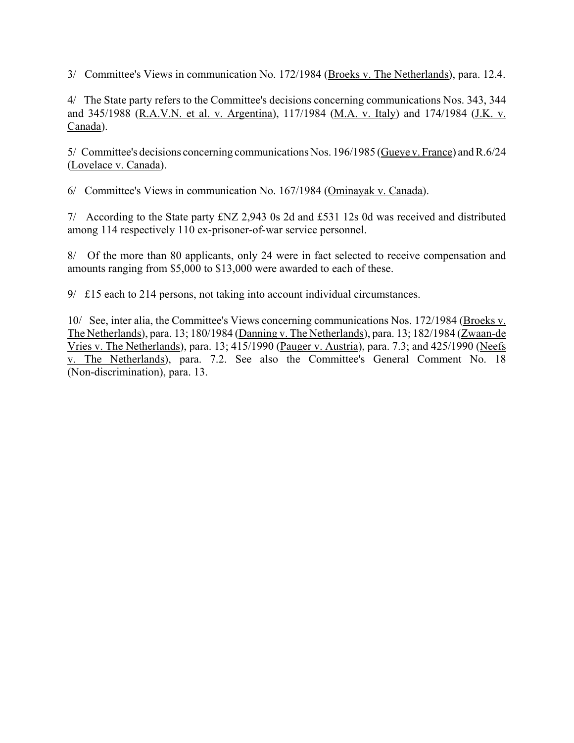3/ Committee's Views in communication No. 172/1984 (Broeks v. The Netherlands), para. 12.4.

4/ The State party refers to the Committee's decisions concerning communications Nos. 343, 344 and 345/1988 (R.A.V.N. et al. v. Argentina), 117/1984 (M.A. v. Italy) and 174/1984 (J.K. v. Canada).

5/ Committee's decisions concerning communications Nos. 196/1985 (Gueye v. France) and R.6/24 (Lovelace v. Canada).

6/ Committee's Views in communication No. 167/1984 (Ominayak v. Canada).

7/ According to the State party £NZ 2,943 0s 2d and £531 12s 0d was received and distributed among 114 respectively 110 ex-prisoner-of-war service personnel.

8/ Of the more than 80 applicants, only 24 were in fact selected to receive compensation and amounts ranging from $5,000 to $13,000 were awarded to each of these.

9/ £15 each to 214 persons, not taking into account individual circumstances.

10/ See, inter alia, the Committee's Views concerning communications Nos. 172/1984 (Broeks v. The Netherlands), para. 13; 180/1984 (Danning v. The Netherlands), para. 13; 182/1984 (Zwaan-de Vries v. The Netherlands), para. 13; 415/1990 (Pauger v. Austria), para. 7.3; and 425/1990 (Neefs v. The Netherlands), para. 7.2. See also the Committee's General Comment No. 18 (Non-discrimination), para. 13.